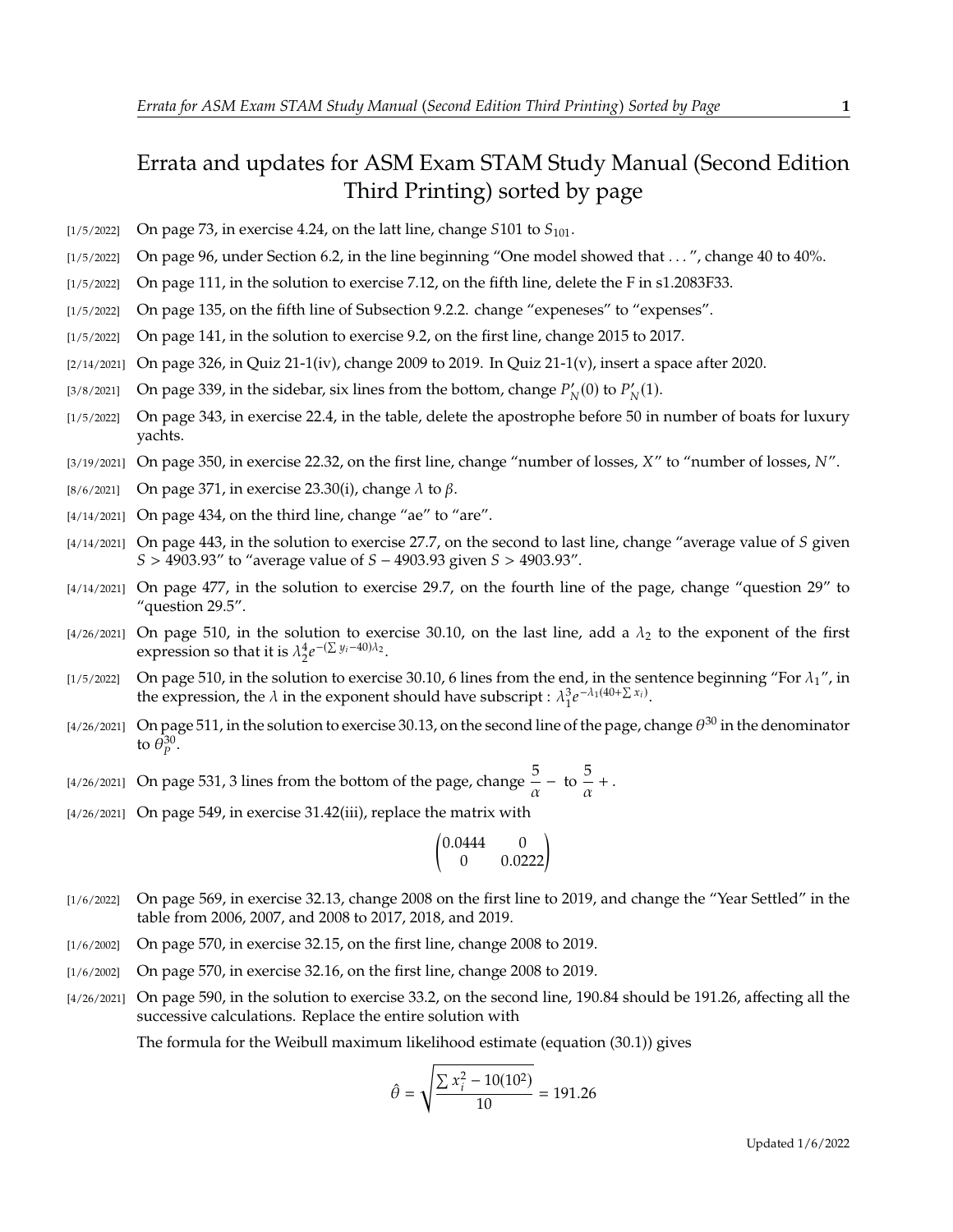# Errata and updates for ASM Exam STAM Study Manual (Second Edition Third Printing) sorted by page

[1/5/2022] On page 73, in exercise 4.24, on the latt line, change $S101$ to $S_{101}$.

[1/5/2022] On page 96, under Section 6.2, in the line beginning "One model showed that . . . ", change 40 to 40%.

[1/5/2022] On page 111, in the solution to exercise 7.12, on the fifth line, delete the F in s1.2083F33.

[1/5/2022] On page 135, on the fifth line of Subsection 9.2.2. change "expeneses" to "expenses".

[1/5/2022] On page 141, in the solution to exercise 9.2, on the first line, change 2015 to 2017.

[2/14/2021] On page 326, in Quiz 21-1(iv), change 2009 to 2019. In Quiz 21-1(v), insert a space after 2020.

[3/8/2021] On page 339, in the sidebar, six lines from the bottom, change $P'_N(0)$ to $P'_N(1)$.

[1/5/2022] On page 343, in exercise 22.4, in the table, delete the apostrophe before 50 in number of boats for luxury yachts.

[3/19/2021] On page 350, in exercise 22.32, on the first line, change "number of losses, $X$" to "number of losses, $N$".

[8/6/2021] On page 371, in exercise 23.30(i), change $\lambda$ to $\beta$.

[4/14/2021] On page 434, on the third line, change "ae" to "are".

[4/14/2021] On page 443, in the solution to exercise 27.7, on the second to last line, change "average value of $S$ given $S > 4903.93$" to "average value of $S - 4903.93$ given $S > 4903.93$".

[4/14/2021] On page 477, in the solution to exercise 29.7, on the fourth line of the page, change "question 29" to "question 29.5".

[4/26/2021] On page 510, in the solution to exercise 30.10, on the last line, add a $\lambda_2$ to the exponent of the first expression so that it is $\lambda_2^4 e^{-(\sum y_i - 40)\lambda_2}$.

[1/5/2022] On page 510, in the solution to exercise 30.10, 6 lines from the end, in the sentence beginning "For $\lambda_1$", in the expression, the $\lambda$ in the exponent should have subscript : $\lambda_1^3 e^{-\lambda_1(40+\sum x_i)}$.

[4/26/2021] On page 511, in the solution to exercise 30.13, on the second line of the page, change $\theta^{30}$ in the denominator to $\theta_P^{30}$.

[4/26/2021] On page 531, 3 lines from the bottom of the page, change $\dfrac{5}{\alpha} -$ to $\dfrac{5}{\alpha} +$.

[4/26/2021] On page 549, in exercise 31.42(iii), replace the matrix with

$$\begin{pmatrix} 0.0444 & 0 \\ 0 & 0.0222 \end{pmatrix}$$

[1/6/2022] On page 569, in exercise 32.13, change 2008 on the first line to 2019, and change the "Year Settled" in the table from 2006, 2007, and 2008 to 2017, 2018, and 2019.

[1/6/2002] On page 570, in exercise 32.15, on the first line, change 2008 to 2019.

[1/6/2002] On page 570, in exercise 32.16, on the first line, change 2008 to 2019.

[4/26/2021] On page 590, in the solution to exercise 33.2, on the second line, 190.84 should be 191.26, affecting all the successive calculations. Replace the entire solution with

The formula for the Weibull maximum likelihood estimate (equation (30.1)) gives

$$\hat{\theta} = \sqrt{\frac{\sum x_i^2 - 10(10^2)}{10}} = 191.26$$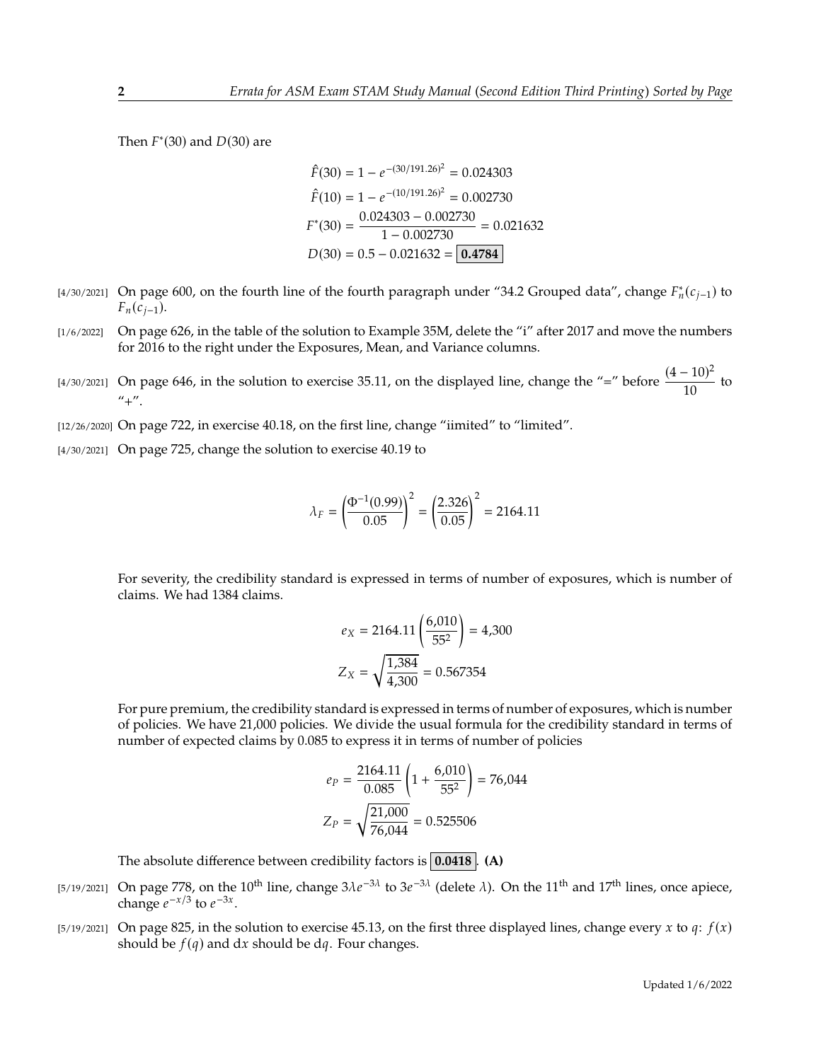Then $F^*(30)$ and $D(30)$ are

$$\hat{F}(30) = 1 - e^{-(30/191.26)^2} = 0.024303$$
$$\hat{F}(10) = 1 - e^{-(10/191.26)^2} = 0.002730$$
$$F^*(30) = \frac{0.024303 - 0.002730}{1 - 0.002730} = 0.021632$$
$$D(30) = 0.5 - 0.021632 = \boxed{\mathbf{0.4784}}$$

[4/30/2021] On page 600, on the fourth line of the fourth paragraph under "34.2 Grouped data", change $F_n^*(c_{j-1})$ to $F_n(c_{j-1})$.

[1/6/2022] On page 626, in the table of the solution to Example 35M, delete the "i" after 2017 and move the numbers for 2016 to the right under the Exposures, Mean, and Variance columns.

[4/30/2021] On page 646, in the solution to exercise 35.11, on the displayed line, change the "=" before $\dfrac{(4-10)^2}{10}$ to "+".

[12/26/2020] On page 722, in exercise 40.18, on the first line, change "iimited" to "limited".

[4/30/2021] On page 725, change the solution to exercise 40.19 to

$$\lambda_F = \left(\frac{\Phi^{-1}(0.99)}{0.05}\right)^2 = \left(\frac{2.326}{0.05}\right)^2 = 2164.11$$

For severity, the credibility standard is expressed in terms of number of exposures, which is number of claims. We had 1384 claims.

$$e_X = 2164.11\left(\frac{6{,}010}{55^2}\right) = 4{,}300$$
$$Z_X = \sqrt{\frac{1{,}384}{4{,}300}} = 0.567354$$

For pure premium, the credibility standard is expressed in terms of number of exposures, which is number of policies. We have 21,000 policies. We divide the usual formula for the credibility standard in terms of number of expected claims by 0.085 to express it in terms of number of policies

$$e_P = \frac{2164.11}{0.085}\left(1 + \frac{6{,}010}{55^2}\right) = 76{,}044$$
$$Z_P = \sqrt{\frac{21{,}000}{76{,}044}} = 0.525506$$

The absolute difference between credibility factors is $\boxed{\mathbf{0.0418}}$. **(A)**

[5/19/2021] On page 778, on the 10th line, change $3\lambda e^{-3\lambda}$ to $3e^{-3\lambda}$ (delete $\lambda$). On the 11th and 17th lines, once apiece, change $e^{-x/3}$ to $e^{-3x}$.

[5/19/2021] On page 825, in the solution to exercise 45.13, on the first three displayed lines, change every $x$ to $q$: $f(x)$ should be $f(q)$ and $\mathrm{d}x$ should be $\mathrm{d}q$. Four changes.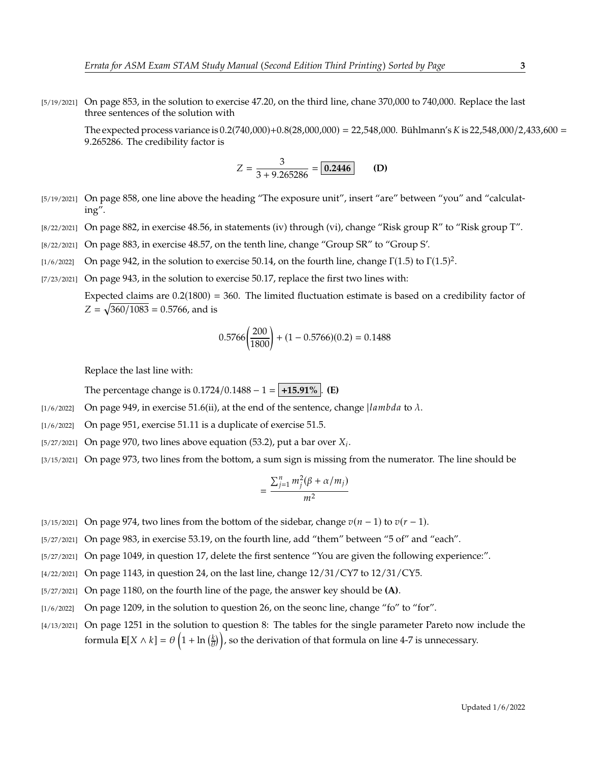[5/19/2021] On page 853, in the solution to exercise 47.20, on the third line, chane 370,000 to 740,000. Replace the last three sentences of the solution with

The expected process variance is 0.2(740,000)+0.8(28,000,000) = 22,548,000. Bühlmann's $K$ is 22,548,000/2,433,600 = 9.265286. The credibility factor is

$$Z = \frac{3}{3 + 9.265286} = \boxed{0.2446} \qquad \textbf{(D)}$$

[5/19/2021] On page 858, one line above the heading "The exposure unit", insert "are" between "you" and "calculating".

[8/22/2021] On page 882, in exercise 48.56, in statements (iv) through (vi), change "Risk group R" to "Risk group T".

[8/22/2021] On page 883, in exercise 48.57, on the tenth line, change "Group SR" to "Group S'.

[1/6/2022] On page 942, in the solution to exercise 50.14, on the fourth line, change $\Gamma(1.5)$ to $\Gamma(1.5)^2$.

[7/23/2021] On page 943, in the solution to exercise 50.17, replace the first two lines with:

Expected claims are 0.2(1800) = 360. The limited fluctuation estimate is based on a credibility factor of $Z = \sqrt{360/1083} = 0.5766$, and is

$$0.5766\left(\frac{200}{1800}\right) + (1 - 0.5766)(0.2) = 0.1488$$

Replace the last line with:

The percentage change is $0.1724/0.1488 - 1 = \boxed{+15.91\%}$. **(E)**

[1/6/2022] On page 949, in exercise 51.6(ii), at the end of the sentence, change $|lambda$ to $\lambda$.

[1/6/2022] On page 951, exercise 51.11 is a duplicate of exercise 51.5.

[5/27/2021] On page 970, two lines above equation (53.2), put a bar over $X_i$.

[3/15/2021] On page 973, two lines from the bottom, a sum sign is missing from the numerator. The line should be

$$= \frac{\sum_{j=1}^{n} m_j^2(\beta + \alpha/m_j)}{m^2}$$

[3/15/2021] On page 974, two lines from the bottom of the sidebar, change $v(n-1)$ to $v(r-1)$.

[5/27/2021] On page 983, in exercise 53.19, on the fourth line, add "them" between "5 of" and "each".

[5/27/2021] On page 1049, in question 17, delete the first sentence "You are given the following experience:".

[4/22/2021] On page 1143, in question 24, on the last line, change 12/31/CY7 to 12/31/CY5.

[5/27/2021] On page 1180, on the fourth line of the page, the answer key should be **(A)**.

[1/6/2022] On page 1209, in the solution to question 26, on the seonc line, change "fo" to "for".

[4/13/2021] On page 1251 in the solution to question 8: The tables for the single parameter Pareto now include the formula $\mathbf{E}[X \wedge k] = \theta\left(1 + \ln\left(\frac{k}{\theta}\right)\right)$, so the derivation of that formula on line 4-7 is unnecessary.